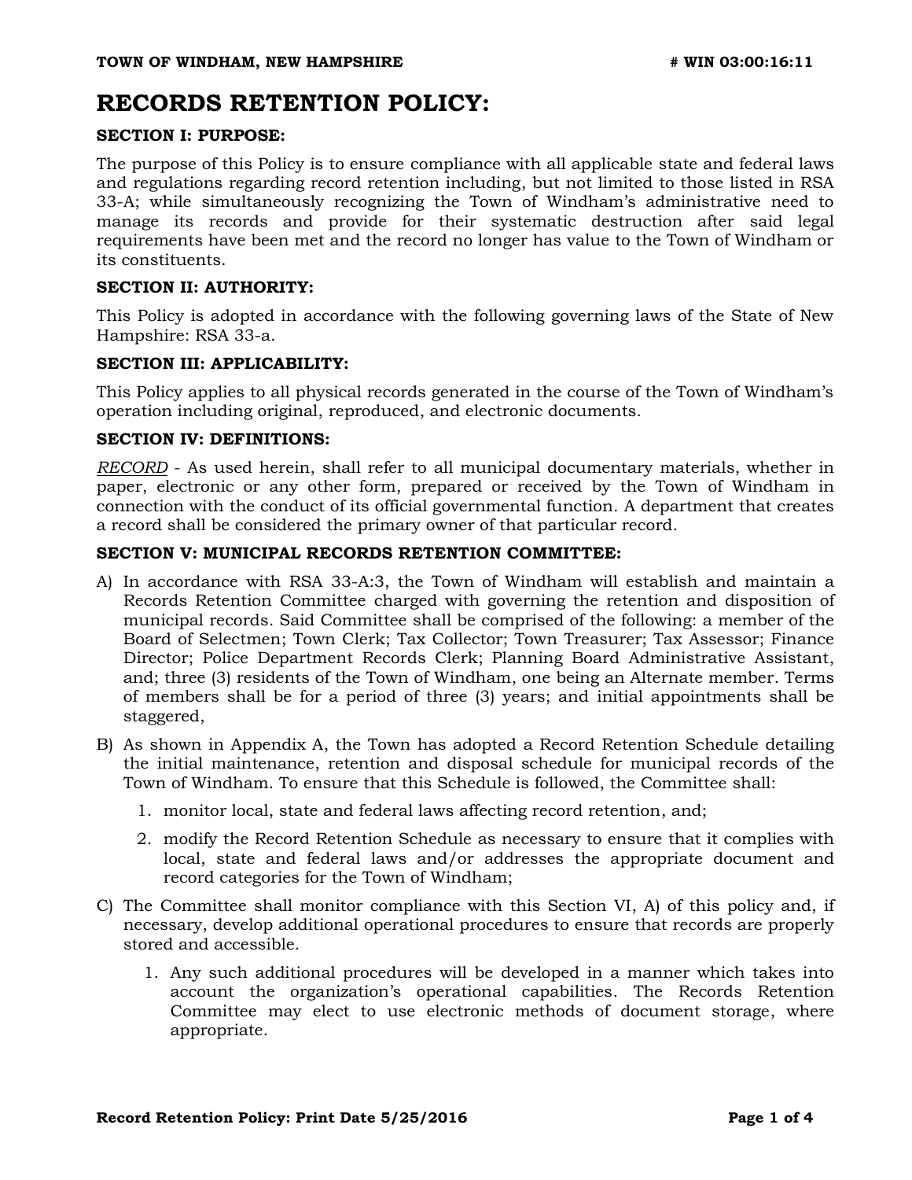# RECORDS RETENTION POLICY:

### SECTION I: PURPOSE:

The purpose of this Policy is to ensure compliance with all applicable state and federal laws and regulations regarding record retention including, but not limited to those listed in RSA 33-A; while simultaneously recognizing the Town of Windham's administrative need to manage its records and provide for their systematic destruction after said legal requirements have been met and the record no longer has value to the Town of Windham or its constituents.

### SECTION II: AUTHORITY:

This Policy is adopted in accordance with the following governing laws of the State of New Hampshire: RSA 33-a.

### SECTION III: APPLICABILITY:

This Policy applies to all physical records generated in the course of the Town of Windham's operation including original, reproduced, and electronic documents.

### SECTION IV: DEFINITIONS:

*RECORD* - As used herein, shall refer to all municipal documentary materials, whether in paper, electronic or any other form, prepared or received by the Town of Windham in connection with the conduct of its official governmental function. A department that creates a record shall be considered the primary owner of that particular record.

### SECTION V: MUNICIPAL RECORDS RETENTION COMMITTEE:

A) In accordance with RSA 33-A:3, the Town of Windham will establish and maintain a Records Retention Committee charged with governing the retention and disposition of municipal records. Said Committee shall be comprised of the following: a member of the Board of Selectmen; Town Clerk; Tax Collector; Town Treasurer; Tax Assessor; Finance Director; Police Department Records Clerk; Planning Board Administrative Assistant, and; three (3) residents of the Town of Windham, one being an Alternate member. Terms of members shall be for a period of three (3) years; and initial appointments shall be staggered,

B) As shown in Appendix A, the Town has adopted a Record Retention Schedule detailing the initial maintenance, retention and disposal schedule for municipal records of the Town of Windham. To ensure that this Schedule is followed, the Committee shall:

   1. monitor local, state and federal laws affecting record retention, and;
   2. modify the Record Retention Schedule as necessary to ensure that it complies with local, state and federal laws and/or addresses the appropriate document and record categories for the Town of Windham;

C) The Committee shall monitor compliance with this Section VI, A) of this policy and, if necessary, develop additional operational procedures to ensure that records are properly stored and accessible.

   1. Any such additional procedures will be developed in a manner which takes into account the organization's operational capabilities. The Records Retention Committee may elect to use electronic methods of document storage, where appropriate.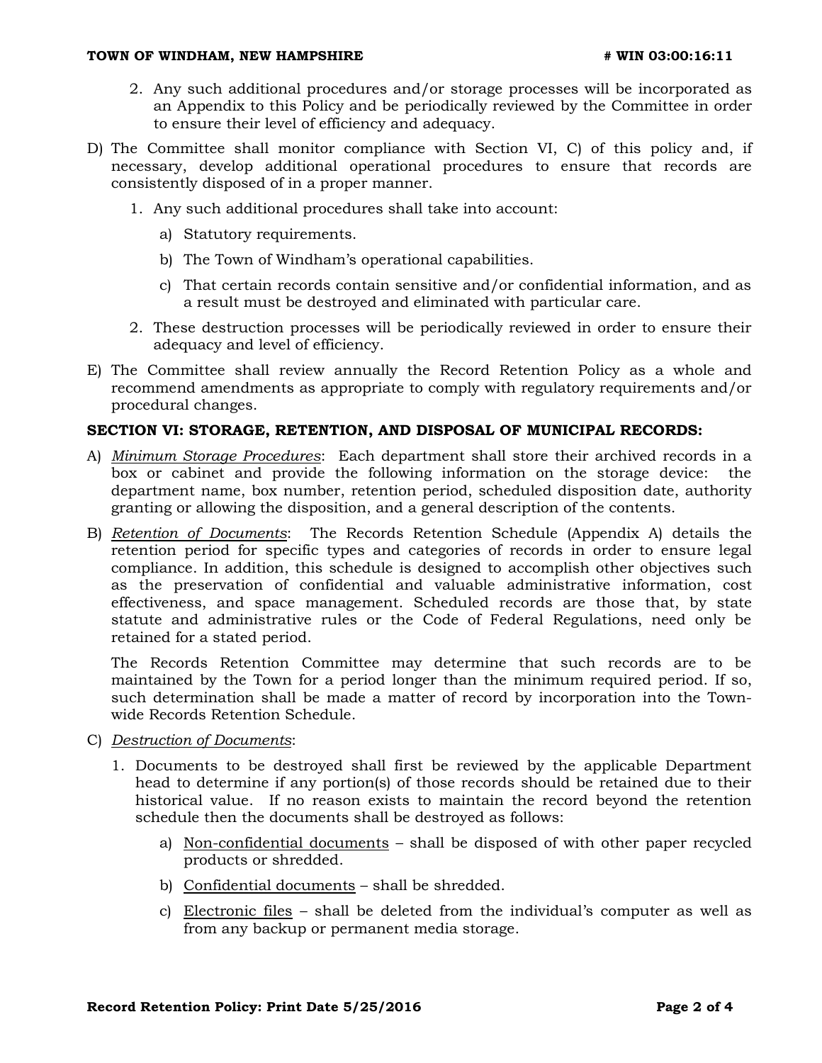2. Any such additional procedures and/or storage processes will be incorporated as an Appendix to this Policy and be periodically reviewed by the Committee in order to ensure their level of efficiency and adequacy.

D) The Committee shall monitor compliance with Section VI, C) of this policy and, if necessary, develop additional operational procedures to ensure that records are consistently disposed of in a proper manner.

1. Any such additional procedures shall take into account:

   a) Statutory requirements.

   b) The Town of Windham's operational capabilities.

   c) That certain records contain sensitive and/or confidential information, and as a result must be destroyed and eliminated with particular care.

2. These destruction processes will be periodically reviewed in order to ensure their adequacy and level of efficiency.

E) The Committee shall review annually the Record Retention Policy as a whole and recommend amendments as appropriate to comply with regulatory requirements and/or procedural changes.

## SECTION VI: STORAGE, RETENTION, AND DISPOSAL OF MUNICIPAL RECORDS:

A) *Minimum Storage Procedures*: Each department shall store their archived records in a box or cabinet and provide the following information on the storage device: the department name, box number, retention period, scheduled disposition date, authority granting or allowing the disposition, and a general description of the contents.

B) *Retention of Documents*: The Records Retention Schedule (Appendix A) details the retention period for specific types and categories of records in order to ensure legal compliance. In addition, this schedule is designed to accomplish other objectives such as the preservation of confidential and valuable administrative information, cost effectiveness, and space management. Scheduled records are those that, by state statute and administrative rules or the Code of Federal Regulations, need only be retained for a stated period.

The Records Retention Committee may determine that such records are to be maintained by the Town for a period longer than the minimum required period. If so, such determination shall be made a matter of record by incorporation into the Town-wide Records Retention Schedule.

C) *Destruction of Documents*:

1. Documents to be destroyed shall first be reviewed by the applicable Department head to determine if any portion(s) of those records should be retained due to their historical value. If no reason exists to maintain the record beyond the retention schedule then the documents shall be destroyed as follows:

   a) Non-confidential documents – shall be disposed of with other paper recycled products or shredded.

   b) Confidential documents – shall be shredded.

   c) Electronic files – shall be deleted from the individual's computer as well as from any backup or permanent media storage.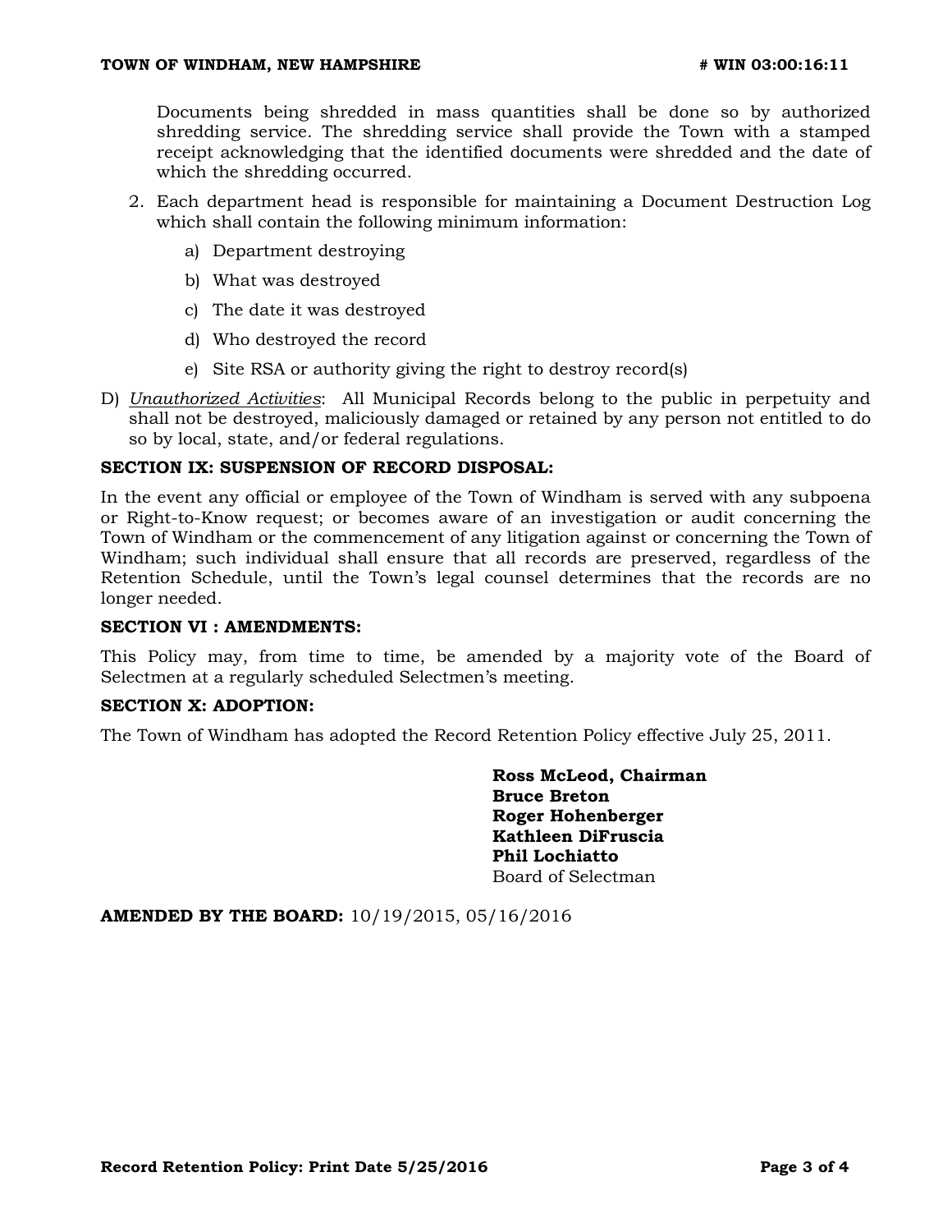Documents being shredded in mass quantities shall be done so by authorized shredding service. The shredding service shall provide the Town with a stamped receipt acknowledging that the identified documents were shredded and the date of which the shredding occurred.

2. Each department head is responsible for maintaining a Document Destruction Log which shall contain the following minimum information:
   a) Department destroying
   b) What was destroyed
   c) The date it was destroyed
   d) Who destroyed the record
   e) Site RSA or authority giving the right to destroy record(s)

D) *Unauthorized Activities*: All Municipal Records belong to the public in perpetuity and shall not be destroyed, maliciously damaged or retained by any person not entitled to do so by local, state, and/or federal regulations.

**SECTION IX: SUSPENSION OF RECORD DISPOSAL:**

In the event any official or employee of the Town of Windham is served with any subpoena or Right-to-Know request; or becomes aware of an investigation or audit concerning the Town of Windham or the commencement of any litigation against or concerning the Town of Windham; such individual shall ensure that all records are preserved, regardless of the Retention Schedule, until the Town's legal counsel determines that the records are no longer needed.

**SECTION VI : AMENDMENTS:**

This Policy may, from time to time, be amended by a majority vote of the Board of Selectmen at a regularly scheduled Selectmen's meeting.

**SECTION X: ADOPTION:**

The Town of Windham has adopted the Record Retention Policy effective July 25, 2011.

**Ross McLeod, Chairman**
**Bruce Breton**
**Roger Hohenberger**
**Kathleen DiFruscia**
**Phil Lochiatto**
Board of Selectman

**AMENDED BY THE BOARD:** 10/19/2015, 05/16/2016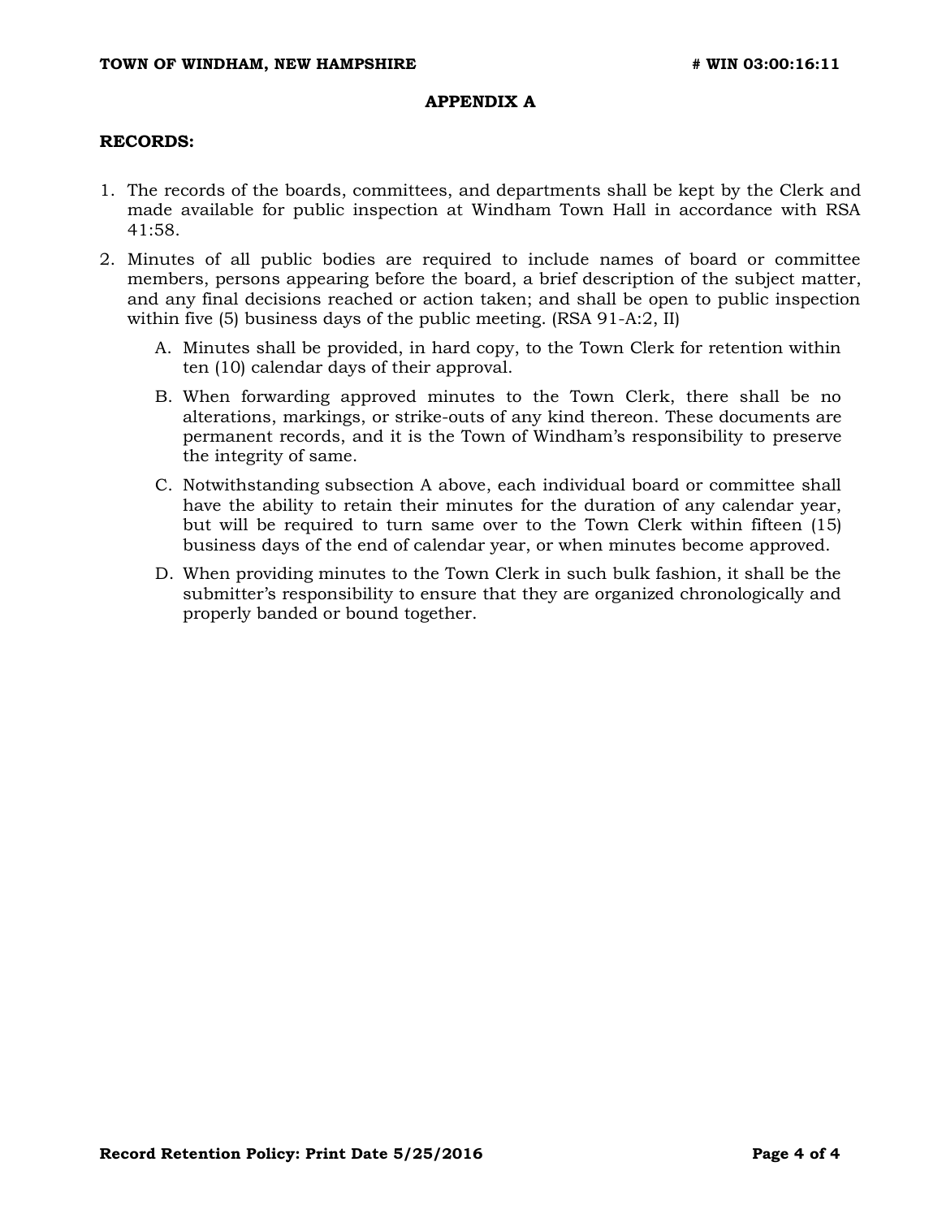## APPENDIX A

**RECORDS:**

1. The records of the boards, committees, and departments shall be kept by the Clerk and made available for public inspection at Windham Town Hall in accordance with RSA 41:58.
2. Minutes of all public bodies are required to include names of board or committee members, persons appearing before the board, a brief description of the subject matter, and any final decisions reached or action taken; and shall be open to public inspection within five (5) business days of the public meeting. (RSA 91-A:2, II)
   A. Minutes shall be provided, in hard copy, to the Town Clerk for retention within ten (10) calendar days of their approval.
   B. When forwarding approved minutes to the Town Clerk, there shall be no alterations, markings, or strike-outs of any kind thereon. These documents are permanent records, and it is the Town of Windham's responsibility to preserve the integrity of same.
   C. Notwithstanding subsection A above, each individual board or committee shall have the ability to retain their minutes for the duration of any calendar year, but will be required to turn same over to the Town Clerk within fifteen (15) business days of the end of calendar year, or when minutes become approved.
   D. When providing minutes to the Town Clerk in such bulk fashion, it shall be the submitter's responsibility to ensure that they are organized chronologically and properly banded or bound together.